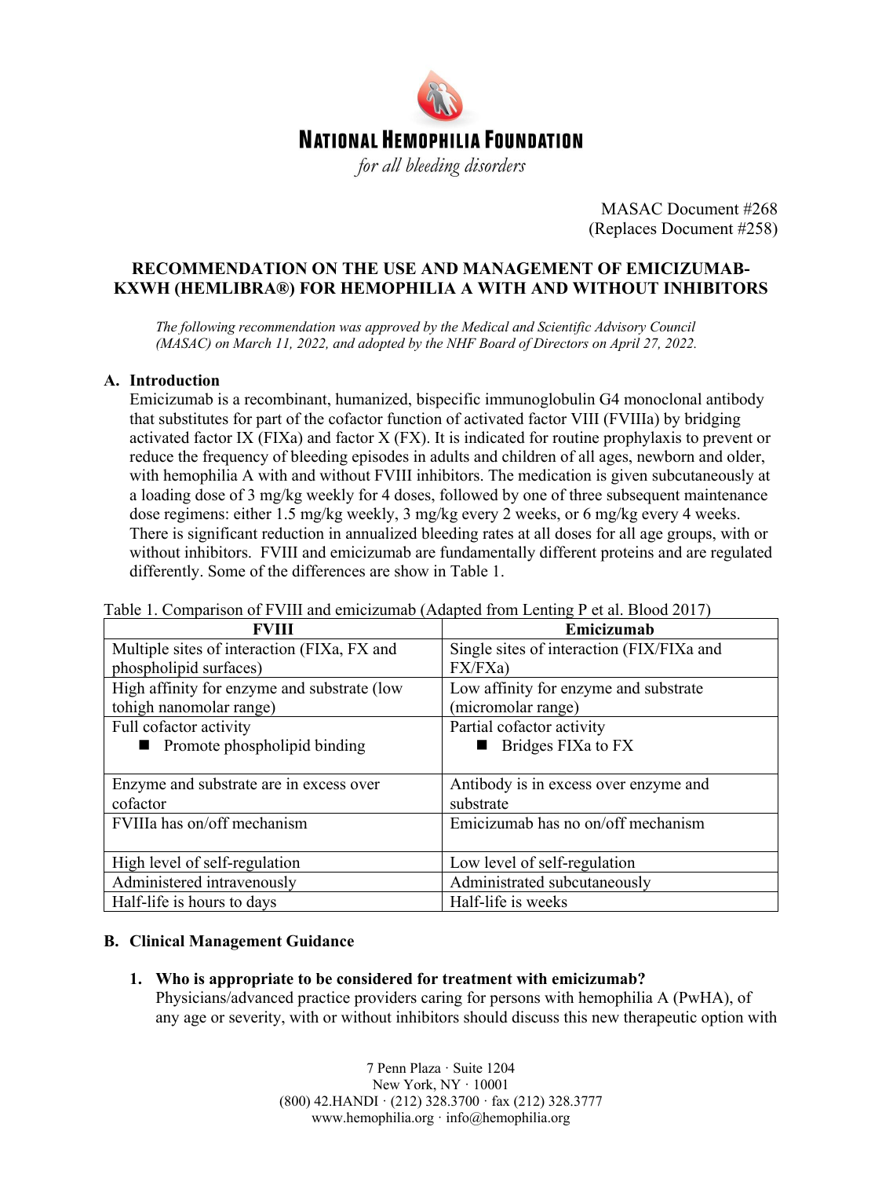NATIONAL HEMOPHILIA FOUNDATION

*for all bleeding disorders*

MASAC Document #268
(Replaces Document #258)

**RECOMMENDATION ON THE USE AND MANAGEMENT OF EMICIZUMAB-KXWH (HEMLIBRA®) FOR HEMOPHILIA A WITH AND WITHOUT INHIBITORS**

*The following recommendation was approved by the Medical and Scientific Advisory Council (MASAC) on March 11, 2022, and adopted by the NHF Board of Directors on April 27, 2022.*

## A. Introduction

Emicizumab is a recombinant, humanized, bispecific immunoglobulin G4 monoclonal antibody that substitutes for part of the cofactor function of activated factor VIII (FVIIIa) by bridging activated factor IX (FIXa) and factor X (FX). It is indicated for routine prophylaxis to prevent or reduce the frequency of bleeding episodes in adults and children of all ages, newborn and older, with hemophilia A with and without FVIII inhibitors. The medication is given subcutaneously at a loading dose of 3 mg/kg weekly for 4 doses, followed by one of three subsequent maintenance dose regimens: either 1.5 mg/kg weekly, 3 mg/kg every 2 weeks, or 6 mg/kg every 4 weeks. There is significant reduction in annualized bleeding rates at all doses for all age groups, with or without inhibitors. FVIII and emicizumab are fundamentally different proteins and are regulated differently. Some of the differences are show in Table 1.

Table 1. Comparison of FVIII and emicizumab (Adapted from Lenting P et al. Blood 2017)

| FVIII | Emicizumab |
|---|---|
| Multiple sites of interaction (FIXa, FX and phospholipid surfaces) | Single sites of interaction (FIX/FIXa and FX/FXa) |
| High affinity for enzyme and substrate (low tohigh nanomolar range) | Low affinity for enzyme and substrate (micromolar range) |
| Full cofactor activity<br>■ Promote phospholipid binding | Partial cofactor activity<br>■ Bridges FIXa to FX |
| Enzyme and substrate are in excess over cofactor | Antibody is in excess over enzyme and substrate |
| FVIIIa has on/off mechanism | Emicizumab has no on/off mechanism |
| High level of self-regulation | Low level of self-regulation |
| Administered intravenously | Administrated subcutaneously |
| Half-life is hours to days | Half-life is weeks |

## B. Clinical Management Guidance

### 1. Who is appropriate to be considered for treatment with emicizumab?

Physicians/advanced practice providers caring for persons with hemophilia A (PwHA), of any age or severity, with or without inhibitors should discuss this new therapeutic option with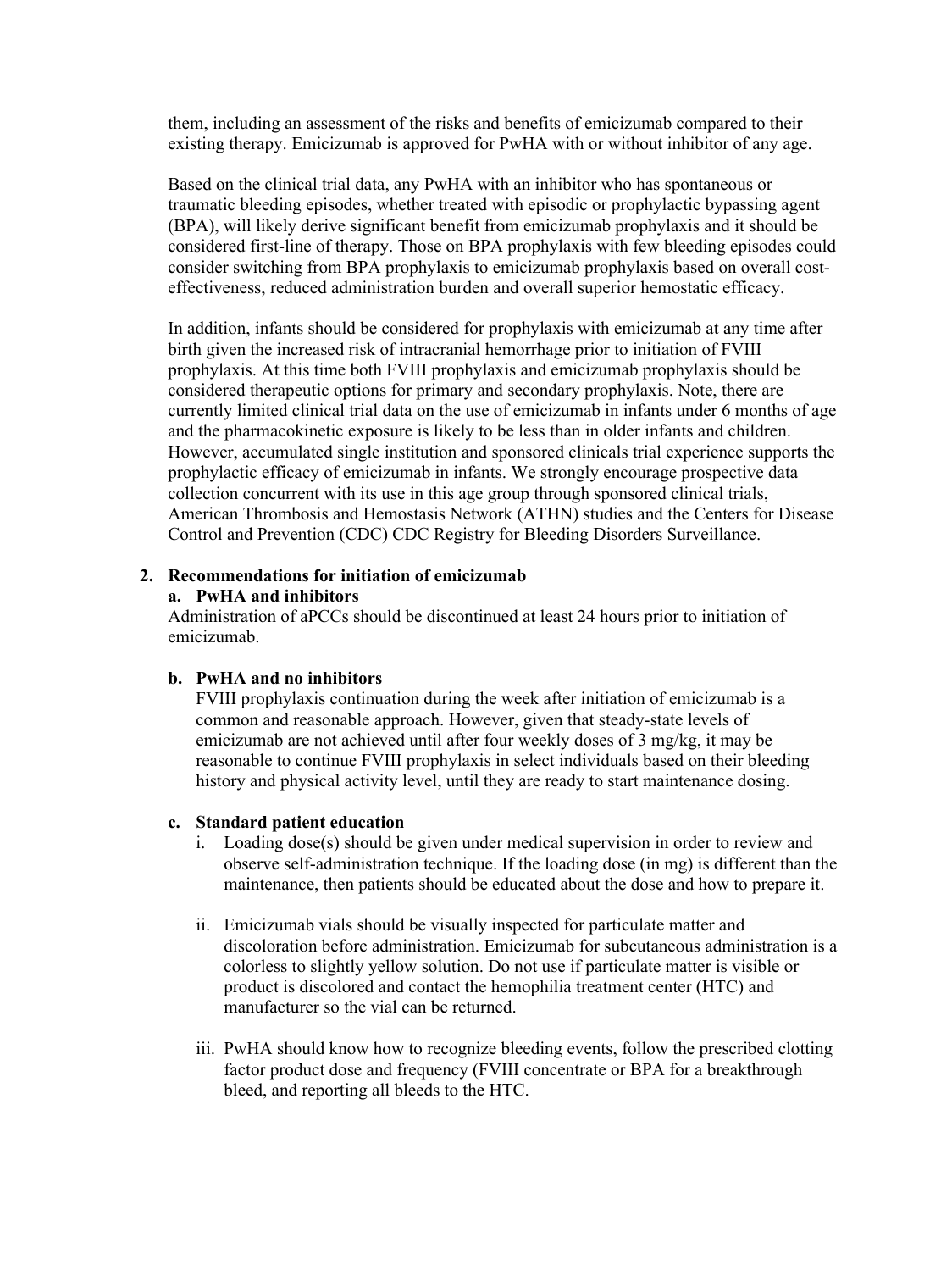them, including an assessment of the risks and benefits of emicizumab compared to their existing therapy. Emicizumab is approved for PwHA with or without inhibitor of any age.

Based on the clinical trial data, any PwHA with an inhibitor who has spontaneous or traumatic bleeding episodes, whether treated with episodic or prophylactic bypassing agent (BPA), will likely derive significant benefit from emicizumab prophylaxis and it should be considered first-line of therapy. Those on BPA prophylaxis with few bleeding episodes could consider switching from BPA prophylaxis to emicizumab prophylaxis based on overall cost-effectiveness, reduced administration burden and overall superior hemostatic efficacy.

In addition, infants should be considered for prophylaxis with emicizumab at any time after birth given the increased risk of intracranial hemorrhage prior to initiation of FVIII prophylaxis. At this time both FVIII prophylaxis and emicizumab prophylaxis should be considered therapeutic options for primary and secondary prophylaxis. Note, there are currently limited clinical trial data on the use of emicizumab in infants under 6 months of age and the pharmacokinetic exposure is likely to be less than in older infants and children. However, accumulated single institution and sponsored clinicals trial experience supports the prophylactic efficacy of emicizumab in infants. We strongly encourage prospective data collection concurrent with its use in this age group through sponsored clinical trials, American Thrombosis and Hemostasis Network (ATHN) studies and the Centers for Disease Control and Prevention (CDC) CDC Registry for Bleeding Disorders Surveillance.

**2. Recommendations for initiation of emicizumab**

**a. PwHA and inhibitors**

Administration of aPCCs should be discontinued at least 24 hours prior to initiation of emicizumab.

**b. PwHA and no inhibitors**

FVIII prophylaxis continuation during the week after initiation of emicizumab is a common and reasonable approach. However, given that steady-state levels of emicizumab are not achieved until after four weekly doses of 3 mg/kg, it may be reasonable to continue FVIII prophylaxis in select individuals based on their bleeding history and physical activity level, until they are ready to start maintenance dosing.

**c. Standard patient education**

i. Loading dose(s) should be given under medical supervision in order to review and observe self-administration technique. If the loading dose (in mg) is different than the maintenance, then patients should be educated about the dose and how to prepare it.

ii. Emicizumab vials should be visually inspected for particulate matter and discoloration before administration. Emicizumab for subcutaneous administration is a colorless to slightly yellow solution. Do not use if particulate matter is visible or product is discolored and contact the hemophilia treatment center (HTC) and manufacturer so the vial can be returned.

iii. PwHA should know how to recognize bleeding events, follow the prescribed clotting factor product dose and frequency (FVIII concentrate or BPA for a breakthrough bleed, and reporting all bleeds to the HTC.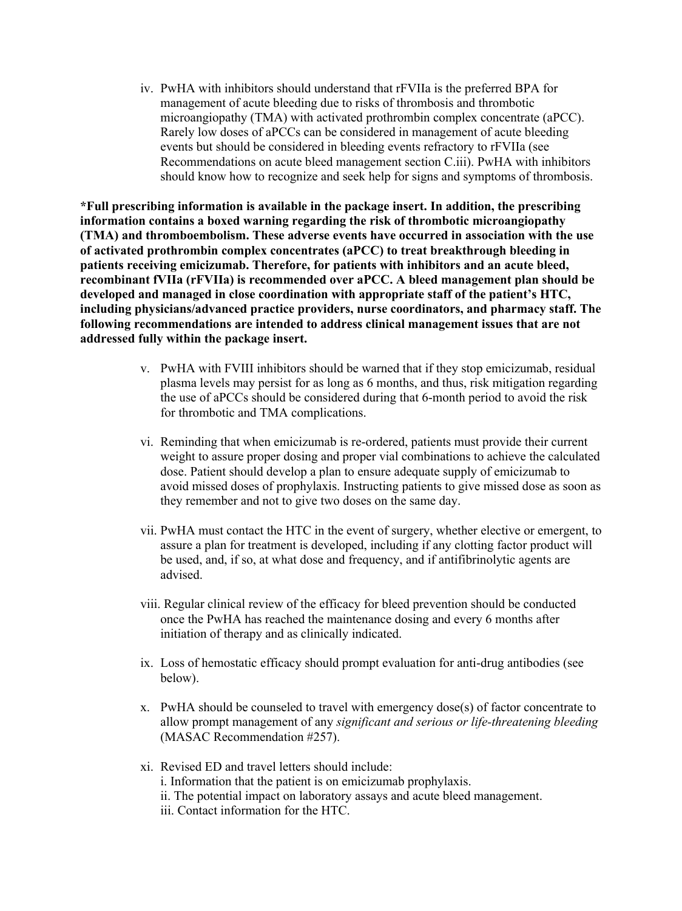iv. PwHA with inhibitors should understand that rFVIIa is the preferred BPA for management of acute bleeding due to risks of thrombosis and thrombotic microangiopathy (TMA) with activated prothrombin complex concentrate (aPCC). Rarely low doses of aPCCs can be considered in management of acute bleeding events but should be considered in bleeding events refractory to rFVIIa (see Recommendations on acute bleed management section C.iii). PwHA with inhibitors should know how to recognize and seek help for signs and symptoms of thrombosis.

**\*Full prescribing information is available in the package insert. In addition, the prescribing information contains a boxed warning regarding the risk of thrombotic microangiopathy (TMA) and thromboembolism. These adverse events have occurred in association with the use of activated prothrombin complex concentrates (aPCC) to treat breakthrough bleeding in patients receiving emicizumab. Therefore, for patients with inhibitors and an acute bleed, recombinant fVIIa (rFVIIa) is recommended over aPCC. A bleed management plan should be developed and managed in close coordination with appropriate staff of the patient's HTC, including physicians/advanced practice providers, nurse coordinators, and pharmacy staff. The following recommendations are intended to address clinical management issues that are not addressed fully within the package insert.**

v. PwHA with FVIII inhibitors should be warned that if they stop emicizumab, residual plasma levels may persist for as long as 6 months, and thus, risk mitigation regarding the use of aPCCs should be considered during that 6-month period to avoid the risk for thrombotic and TMA complications.

vi. Reminding that when emicizumab is re-ordered, patients must provide their current weight to assure proper dosing and proper vial combinations to achieve the calculated dose. Patient should develop a plan to ensure adequate supply of emicizumab to avoid missed doses of prophylaxis. Instructing patients to give missed dose as soon as they remember and not to give two doses on the same day.

vii. PwHA must contact the HTC in the event of surgery, whether elective or emergent, to assure a plan for treatment is developed, including if any clotting factor product will be used, and, if so, at what dose and frequency, and if antifibrinolytic agents are advised.

viii. Regular clinical review of the efficacy for bleed prevention should be conducted once the PwHA has reached the maintenance dosing and every 6 months after initiation of therapy and as clinically indicated.

ix. Loss of hemostatic efficacy should prompt evaluation for anti-drug antibodies (see below).

x. PwHA should be counseled to travel with emergency dose(s) of factor concentrate to allow prompt management of any *significant and serious or life-threatening bleeding* (MASAC Recommendation #257).

xi. Revised ED and travel letters should include:
   i. Information that the patient is on emicizumab prophylaxis.
   ii. The potential impact on laboratory assays and acute bleed management.
   iii. Contact information for the HTC.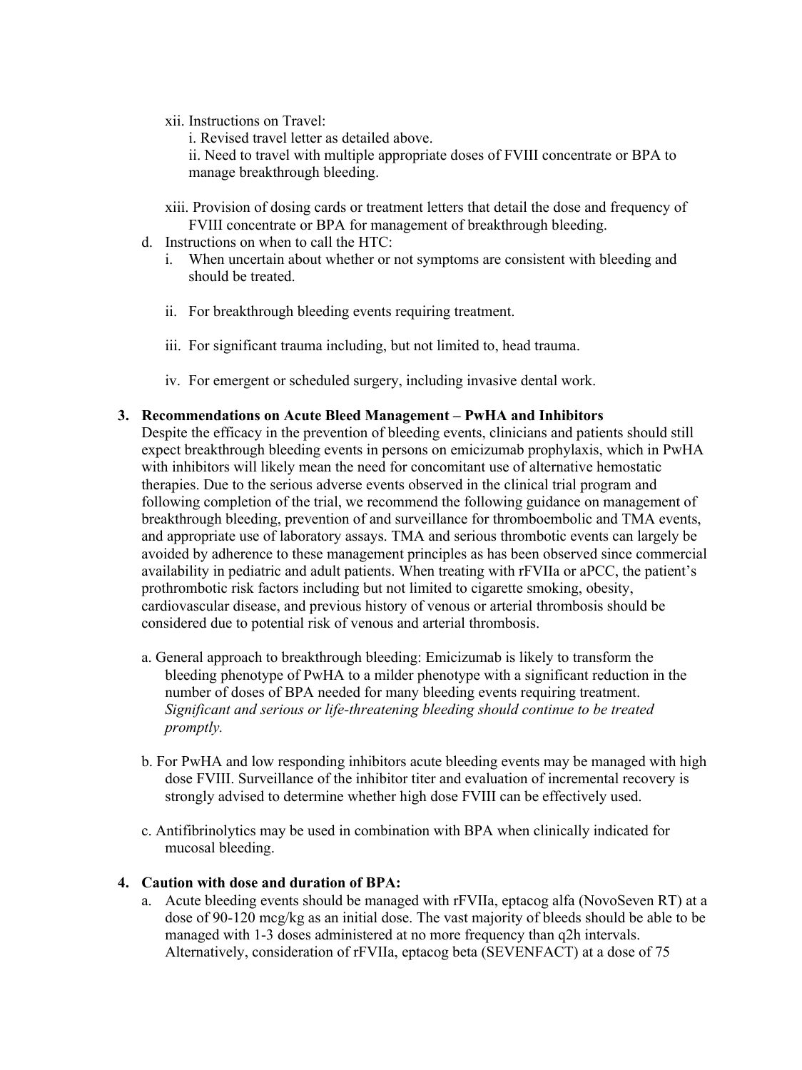xii. Instructions on Travel:

   i. Revised travel letter as detailed above.

   ii. Need to travel with multiple appropriate doses of FVIII concentrate or BPA to manage breakthrough bleeding.

xiii. Provision of dosing cards or treatment letters that detail the dose and frequency of FVIII concentrate or BPA for management of breakthrough bleeding.

d. Instructions on when to call the HTC:

   i. When uncertain about whether or not symptoms are consistent with bleeding and should be treated.

   ii. For breakthrough bleeding events requiring treatment.

   iii. For significant trauma including, but not limited to, head trauma.

   iv. For emergent or scheduled surgery, including invasive dental work.

**3. Recommendations on Acute Bleed Management – PwHA and Inhibitors**

Despite the efficacy in the prevention of bleeding events, clinicians and patients should still expect breakthrough bleeding events in persons on emicizumab prophylaxis, which in PwHA with inhibitors will likely mean the need for concomitant use of alternative hemostatic therapies. Due to the serious adverse events observed in the clinical trial program and following completion of the trial, we recommend the following guidance on management of breakthrough bleeding, prevention of and surveillance for thromboembolic and TMA events, and appropriate use of laboratory assays. TMA and serious thrombotic events can largely be avoided by adherence to these management principles as has been observed since commercial availability in pediatric and adult patients. When treating with rFVIIa or aPCC, the patient's prothrombotic risk factors including but not limited to cigarette smoking, obesity, cardiovascular disease, and previous history of venous or arterial thrombosis should be considered due to potential risk of venous and arterial thrombosis.

a. General approach to breakthrough bleeding: Emicizumab is likely to transform the bleeding phenotype of PwHA to a milder phenotype with a significant reduction in the number of doses of BPA needed for many bleeding events requiring treatment. *Significant and serious or life-threatening bleeding should continue to be treated promptly.*

b. For PwHA and low responding inhibitors acute bleeding events may be managed with high dose FVIII. Surveillance of the inhibitor titer and evaluation of incremental recovery is strongly advised to determine whether high dose FVIII can be effectively used.

c. Antifibrinolytics may be used in combination with BPA when clinically indicated for mucosal bleeding.

**4. Caution with dose and duration of BPA:**

a. Acute bleeding events should be managed with rFVIIa, eptacog alfa (NovoSeven RT) at a dose of 90-120 mcg/kg as an initial dose. The vast majority of bleeds should be able to be managed with 1-3 doses administered at no more frequency than q2h intervals. Alternatively, consideration of rFVIIa, eptacog beta (SEVENFACT) at a dose of 75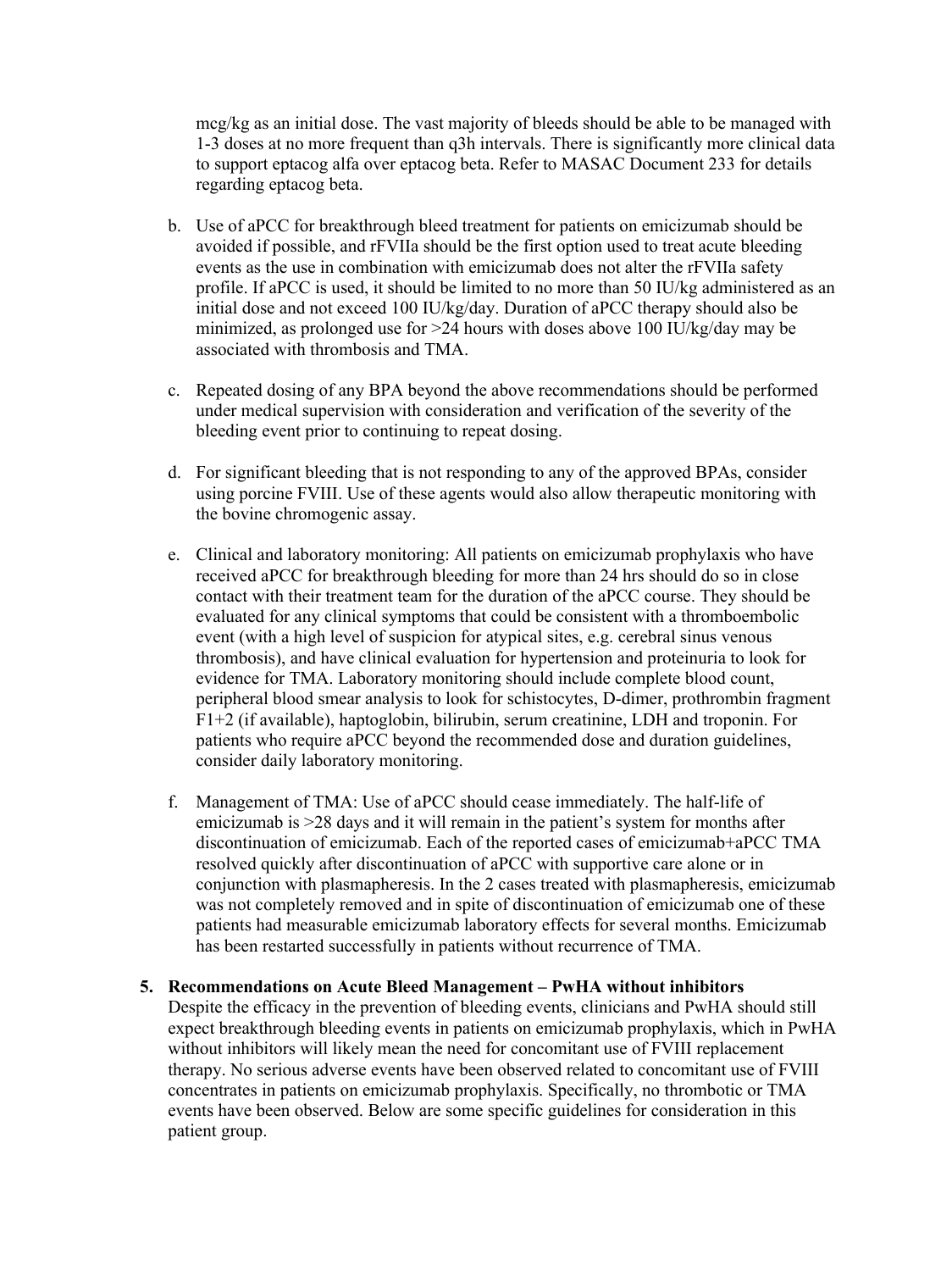mcg/kg as an initial dose. The vast majority of bleeds should be able to be managed with 1-3 doses at no more frequent than q3h intervals. There is significantly more clinical data to support eptacog alfa over eptacog beta. Refer to MASAC Document 233 for details regarding eptacog beta.

b. Use of aPCC for breakthrough bleed treatment for patients on emicizumab should be avoided if possible, and rFVIIa should be the first option used to treat acute bleeding events as the use in combination with emicizumab does not alter the rFVIIa safety profile. If aPCC is used, it should be limited to no more than 50 IU/kg administered as an initial dose and not exceed 100 IU/kg/day. Duration of aPCC therapy should also be minimized, as prolonged use for >24 hours with doses above 100 IU/kg/day may be associated with thrombosis and TMA.

c. Repeated dosing of any BPA beyond the above recommendations should be performed under medical supervision with consideration and verification of the severity of the bleeding event prior to continuing to repeat dosing.

d. For significant bleeding that is not responding to any of the approved BPAs, consider using porcine FVIII. Use of these agents would also allow therapeutic monitoring with the bovine chromogenic assay.

e. Clinical and laboratory monitoring: All patients on emicizumab prophylaxis who have received aPCC for breakthrough bleeding for more than 24 hrs should do so in close contact with their treatment team for the duration of the aPCC course. They should be evaluated for any clinical symptoms that could be consistent with a thromboembolic event (with a high level of suspicion for atypical sites, e.g. cerebral sinus venous thrombosis), and have clinical evaluation for hypertension and proteinuria to look for evidence for TMA. Laboratory monitoring should include complete blood count, peripheral blood smear analysis to look for schistocytes, D-dimer, prothrombin fragment F1+2 (if available), haptoglobin, bilirubin, serum creatinine, LDH and troponin. For patients who require aPCC beyond the recommended dose and duration guidelines, consider daily laboratory monitoring.

f. Management of TMA: Use of aPCC should cease immediately. The half-life of emicizumab is >28 days and it will remain in the patient's system for months after discontinuation of emicizumab. Each of the reported cases of emicizumab+aPCC TMA resolved quickly after discontinuation of aPCC with supportive care alone or in conjunction with plasmapheresis. In the 2 cases treated with plasmapheresis, emicizumab was not completely removed and in spite of discontinuation of emicizumab one of these patients had measurable emicizumab laboratory effects for several months. Emicizumab has been restarted successfully in patients without recurrence of TMA.

**5. Recommendations on Acute Bleed Management – PwHA without inhibitors**

Despite the efficacy in the prevention of bleeding events, clinicians and PwHA should still expect breakthrough bleeding events in patients on emicizumab prophylaxis, which in PwHA without inhibitors will likely mean the need for concomitant use of FVIII replacement therapy. No serious adverse events have been observed related to concomitant use of FVIII concentrates in patients on emicizumab prophylaxis. Specifically, no thrombotic or TMA events have been observed. Below are some specific guidelines for consideration in this patient group.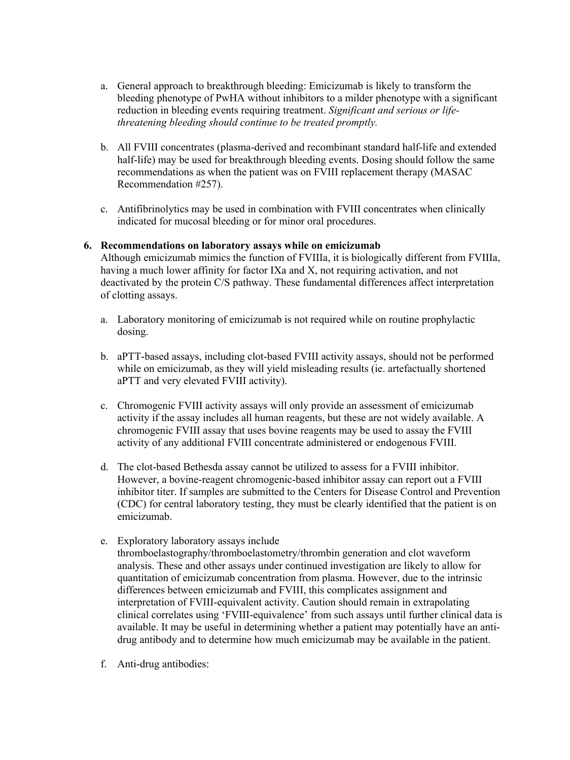a. General approach to breakthrough bleeding: Emicizumab is likely to transform the bleeding phenotype of PwHA without inhibitors to a milder phenotype with a significant reduction in bleeding events requiring treatment. *Significant and serious or life-threatening bleeding should continue to be treated promptly.*

b. All FVIII concentrates (plasma-derived and recombinant standard half-life and extended half-life) may be used for breakthrough bleeding events. Dosing should follow the same recommendations as when the patient was on FVIII replacement therapy (MASAC Recommendation #257).

c. Antifibrinolytics may be used in combination with FVIII concentrates when clinically indicated for mucosal bleeding or for minor oral procedures.

**6. Recommendations on laboratory assays while on emicizumab**

Although emicizumab mimics the function of FVIIIa, it is biologically different from FVIIIa, having a much lower affinity for factor IXa and X, not requiring activation, and not deactivated by the protein C/S pathway. These fundamental differences affect interpretation of clotting assays.

a. Laboratory monitoring of emicizumab is not required while on routine prophylactic dosing.

b. aPTT-based assays, including clot-based FVIII activity assays, should not be performed while on emicizumab, as they will yield misleading results (ie. artefactually shortened aPTT and very elevated FVIII activity).

c. Chromogenic FVIII activity assays will only provide an assessment of emicizumab activity if the assay includes all human reagents, but these are not widely available. A chromogenic FVIII assay that uses bovine reagents may be used to assay the FVIII activity of any additional FVIII concentrate administered or endogenous FVIII.

d. The clot-based Bethesda assay cannot be utilized to assess for a FVIII inhibitor. However, a bovine-reagent chromogenic-based inhibitor assay can report out a FVIII inhibitor titer. If samples are submitted to the Centers for Disease Control and Prevention (CDC) for central laboratory testing, they must be clearly identified that the patient is on emicizumab.

e. Exploratory laboratory assays include thromboelastography/thromboelastometry/thrombin generation and clot waveform analysis. These and other assays under continued investigation are likely to allow for quantitation of emicizumab concentration from plasma. However, due to the intrinsic differences between emicizumab and FVIII, this complicates assignment and interpretation of FVIII-equivalent activity. Caution should remain in extrapolating clinical correlates using 'FVIII-equivalence' from such assays until further clinical data is available. It may be useful in determining whether a patient may potentially have an anti-drug antibody and to determine how much emicizumab may be available in the patient.

f. Anti-drug antibodies: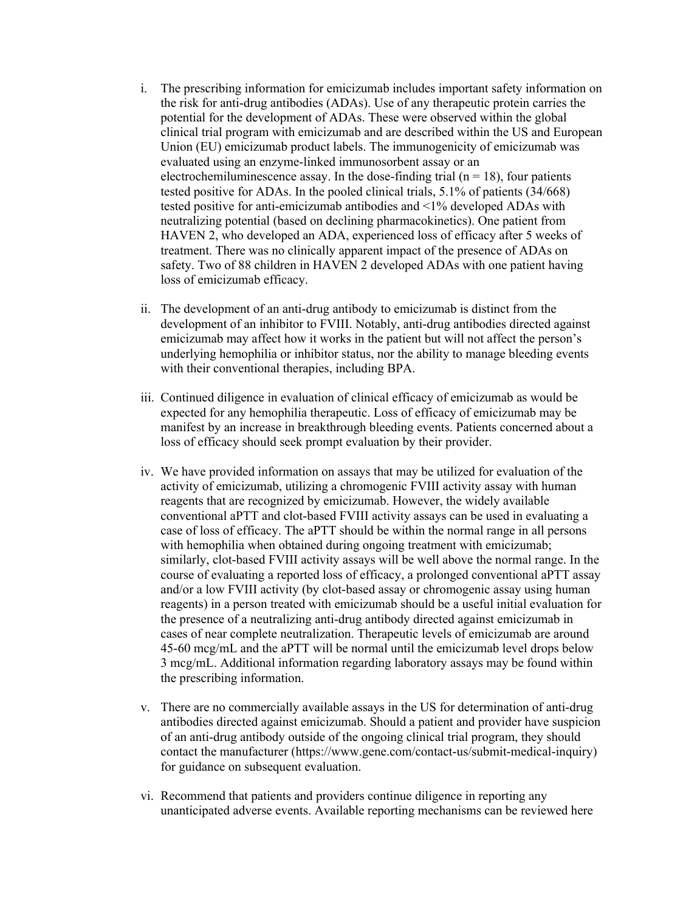i. The prescribing information for emicizumab includes important safety information on the risk for anti-drug antibodies (ADAs). Use of any therapeutic protein carries the potential for the development of ADAs. These were observed within the global clinical trial program with emicizumab and are described within the US and European Union (EU) emicizumab product labels. The immunogenicity of emicizumab was evaluated using an enzyme-linked immunosorbent assay or an electrochemiluminescence assay. In the dose-finding trial (n = 18), four patients tested positive for ADAs. In the pooled clinical trials, 5.1% of patients (34/668) tested positive for anti-emicizumab antibodies and <1% developed ADAs with neutralizing potential (based on declining pharmacokinetics). One patient from HAVEN 2, who developed an ADA, experienced loss of efficacy after 5 weeks of treatment. There was no clinically apparent impact of the presence of ADAs on safety. Two of 88 children in HAVEN 2 developed ADAs with one patient having loss of emicizumab efficacy.

ii. The development of an anti-drug antibody to emicizumab is distinct from the development of an inhibitor to FVIII. Notably, anti-drug antibodies directed against emicizumab may affect how it works in the patient but will not affect the person's underlying hemophilia or inhibitor status, nor the ability to manage bleeding events with their conventional therapies, including BPA.

iii. Continued diligence in evaluation of clinical efficacy of emicizumab as would be expected for any hemophilia therapeutic. Loss of efficacy of emicizumab may be manifest by an increase in breakthrough bleeding events. Patients concerned about a loss of efficacy should seek prompt evaluation by their provider.

iv. We have provided information on assays that may be utilized for evaluation of the activity of emicizumab, utilizing a chromogenic FVIII activity assay with human reagents that are recognized by emicizumab. However, the widely available conventional aPTT and clot-based FVIII activity assays can be used in evaluating a case of loss of efficacy. The aPTT should be within the normal range in all persons with hemophilia when obtained during ongoing treatment with emicizumab; similarly, clot-based FVIII activity assays will be well above the normal range. In the course of evaluating a reported loss of efficacy, a prolonged conventional aPTT assay and/or a low FVIII activity (by clot-based assay or chromogenic assay using human reagents) in a person treated with emicizumab should be a useful initial evaluation for the presence of a neutralizing anti-drug antibody directed against emicizumab in cases of near complete neutralization. Therapeutic levels of emicizumab are around 45-60 mcg/mL and the aPTT will be normal until the emicizumab level drops below 3 mcg/mL. Additional information regarding laboratory assays may be found within the prescribing information.

v. There are no commercially available assays in the US for determination of anti-drug antibodies directed against emicizumab. Should a patient and provider have suspicion of an anti-drug antibody outside of the ongoing clinical trial program, they should contact the manufacturer (https://www.gene.com/contact-us/submit-medical-inquiry) for guidance on subsequent evaluation.

vi. Recommend that patients and providers continue diligence in reporting any unanticipated adverse events. Available reporting mechanisms can be reviewed here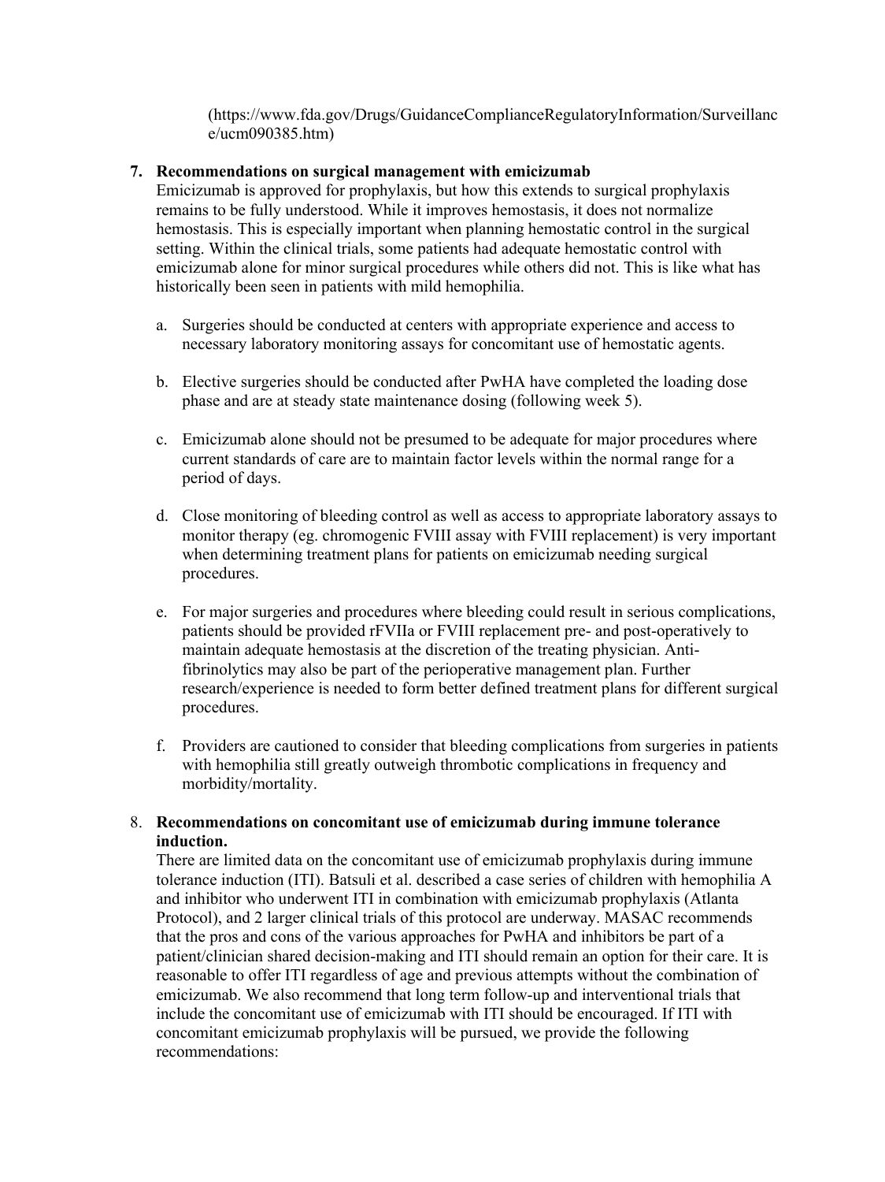(https://www.fda.gov/Drugs/GuidanceComplianceRegulatoryInformation/Surveillance/ucm090385.htm)

7. **Recommendations on surgical management with emicizumab**

   Emicizumab is approved for prophylaxis, but how this extends to surgical prophylaxis remains to be fully understood. While it improves hemostasis, it does not normalize hemostasis. This is especially important when planning hemostatic control in the surgical setting. Within the clinical trials, some patients had adequate hemostatic control with emicizumab alone for minor surgical procedures while others did not. This is like what has historically been seen in patients with mild hemophilia.

   a. Surgeries should be conducted at centers with appropriate experience and access to necessary laboratory monitoring assays for concomitant use of hemostatic agents.

   b. Elective surgeries should be conducted after PwHA have completed the loading dose phase and are at steady state maintenance dosing (following week 5).

   c. Emicizumab alone should not be presumed to be adequate for major procedures where current standards of care are to maintain factor levels within the normal range for a period of days.

   d. Close monitoring of bleeding control as well as access to appropriate laboratory assays to monitor therapy (eg. chromogenic FVIII assay with FVIII replacement) is very important when determining treatment plans for patients on emicizumab needing surgical procedures.

   e. For major surgeries and procedures where bleeding could result in serious complications, patients should be provided rFVIIa or FVIII replacement pre- and post-operatively to maintain adequate hemostasis at the discretion of the treating physician. Anti-fibrinolytics may also be part of the perioperative management plan. Further research/experience is needed to form better defined treatment plans for different surgical procedures.

   f. Providers are cautioned to consider that bleeding complications from surgeries in patients with hemophilia still greatly outweigh thrombotic complications in frequency and morbidity/mortality.

8. **Recommendations on concomitant use of emicizumab during immune tolerance induction.**

   There are limited data on the concomitant use of emicizumab prophylaxis during immune tolerance induction (ITI). Batsuli et al. described a case series of children with hemophilia A and inhibitor who underwent ITI in combination with emicizumab prophylaxis (Atlanta Protocol), and 2 larger clinical trials of this protocol are underway. MASAC recommends that the pros and cons of the various approaches for PwHA and inhibitors be part of a patient/clinician shared decision-making and ITI should remain an option for their care. It is reasonable to offer ITI regardless of age and previous attempts without the combination of emicizumab. We also recommend that long term follow-up and interventional trials that include the concomitant use of emicizumab with ITI should be encouraged. If ITI with concomitant emicizumab prophylaxis will be pursued, we provide the following recommendations: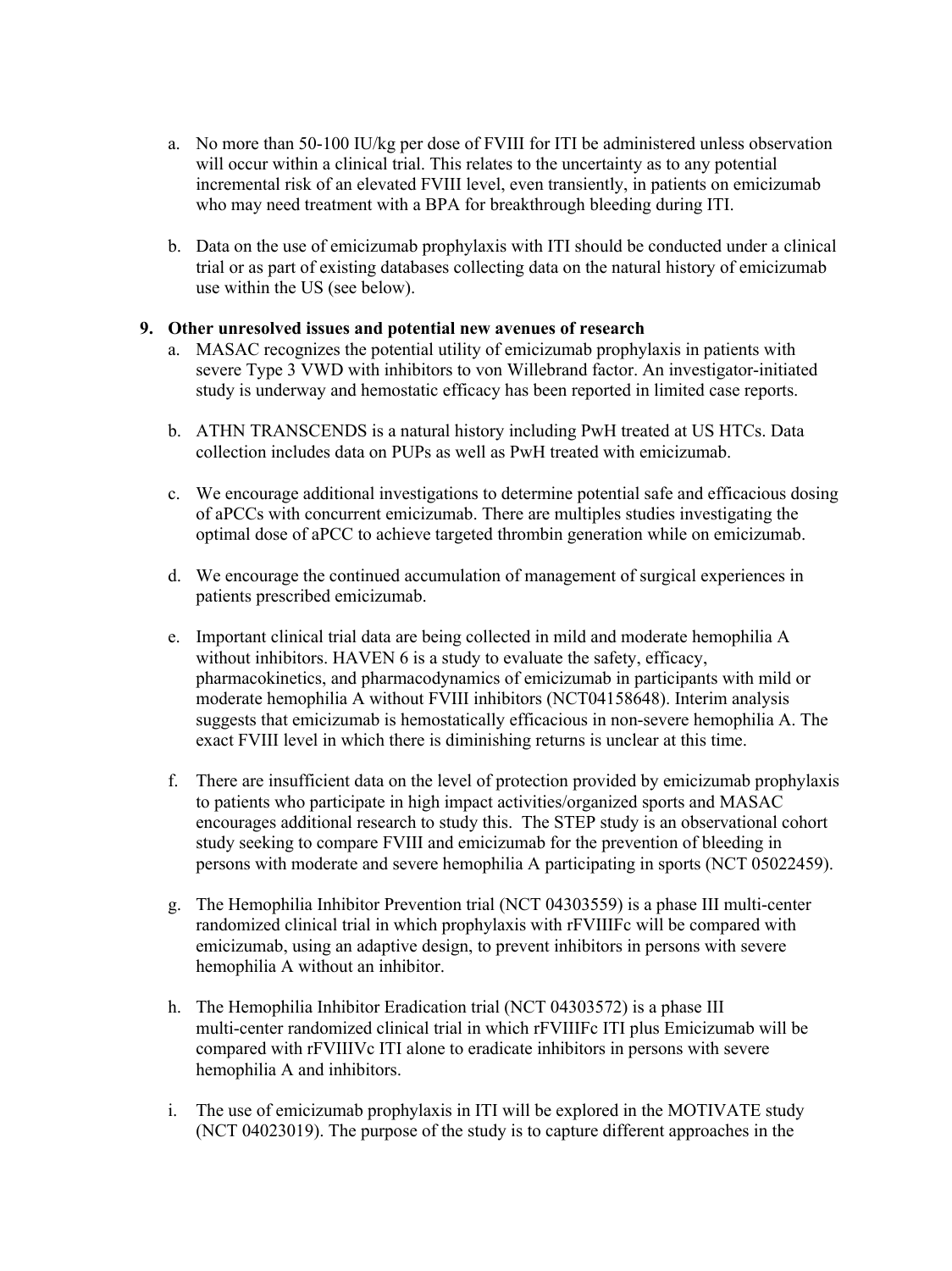a. No more than 50-100 IU/kg per dose of FVIII for ITI be administered unless observation will occur within a clinical trial. This relates to the uncertainty as to any potential incremental risk of an elevated FVIII level, even transiently, in patients on emicizumab who may need treatment with a BPA for breakthrough bleeding during ITI.

b. Data on the use of emicizumab prophylaxis with ITI should be conducted under a clinical trial or as part of existing databases collecting data on the natural history of emicizumab use within the US (see below).

**9. Other unresolved issues and potential new avenues of research**

a. MASAC recognizes the potential utility of emicizumab prophylaxis in patients with severe Type 3 VWD with inhibitors to von Willebrand factor. An investigator-initiated study is underway and hemostatic efficacy has been reported in limited case reports.

b. ATHN TRANSCENDS is a natural history including PwH treated at US HTCs. Data collection includes data on PUPs as well as PwH treated with emicizumab.

c. We encourage additional investigations to determine potential safe and efficacious dosing of aPCCs with concurrent emicizumab. There are multiples studies investigating the optimal dose of aPCC to achieve targeted thrombin generation while on emicizumab.

d. We encourage the continued accumulation of management of surgical experiences in patients prescribed emicizumab.

e. Important clinical trial data are being collected in mild and moderate hemophilia A without inhibitors. HAVEN 6 is a study to evaluate the safety, efficacy, pharmacokinetics, and pharmacodynamics of emicizumab in participants with mild or moderate hemophilia A without FVIII inhibitors (NCT04158648). Interim analysis suggests that emicizumab is hemostatically efficacious in non-severe hemophilia A. The exact FVIII level in which there is diminishing returns is unclear at this time.

f. There are insufficient data on the level of protection provided by emicizumab prophylaxis to patients who participate in high impact activities/organized sports and MASAC encourages additional research to study this. The STEP study is an observational cohort study seeking to compare FVIII and emicizumab for the prevention of bleeding in persons with moderate and severe hemophilia A participating in sports (NCT 05022459).

g. The Hemophilia Inhibitor Prevention trial (NCT 04303559) is a phase III multi-center randomized clinical trial in which prophylaxis with rFVIIIFc will be compared with emicizumab, using an adaptive design, to prevent inhibitors in persons with severe hemophilia A without an inhibitor.

h. The Hemophilia Inhibitor Eradication trial (NCT 04303572) is a phase III multi-center randomized clinical trial in which rFVIIIFc ITI plus Emicizumab will be compared with rFVIIIVc ITI alone to eradicate inhibitors in persons with severe hemophilia A and inhibitors.

i. The use of emicizumab prophylaxis in ITI will be explored in the MOTIVATE study (NCT 04023019). The purpose of the study is to capture different approaches in the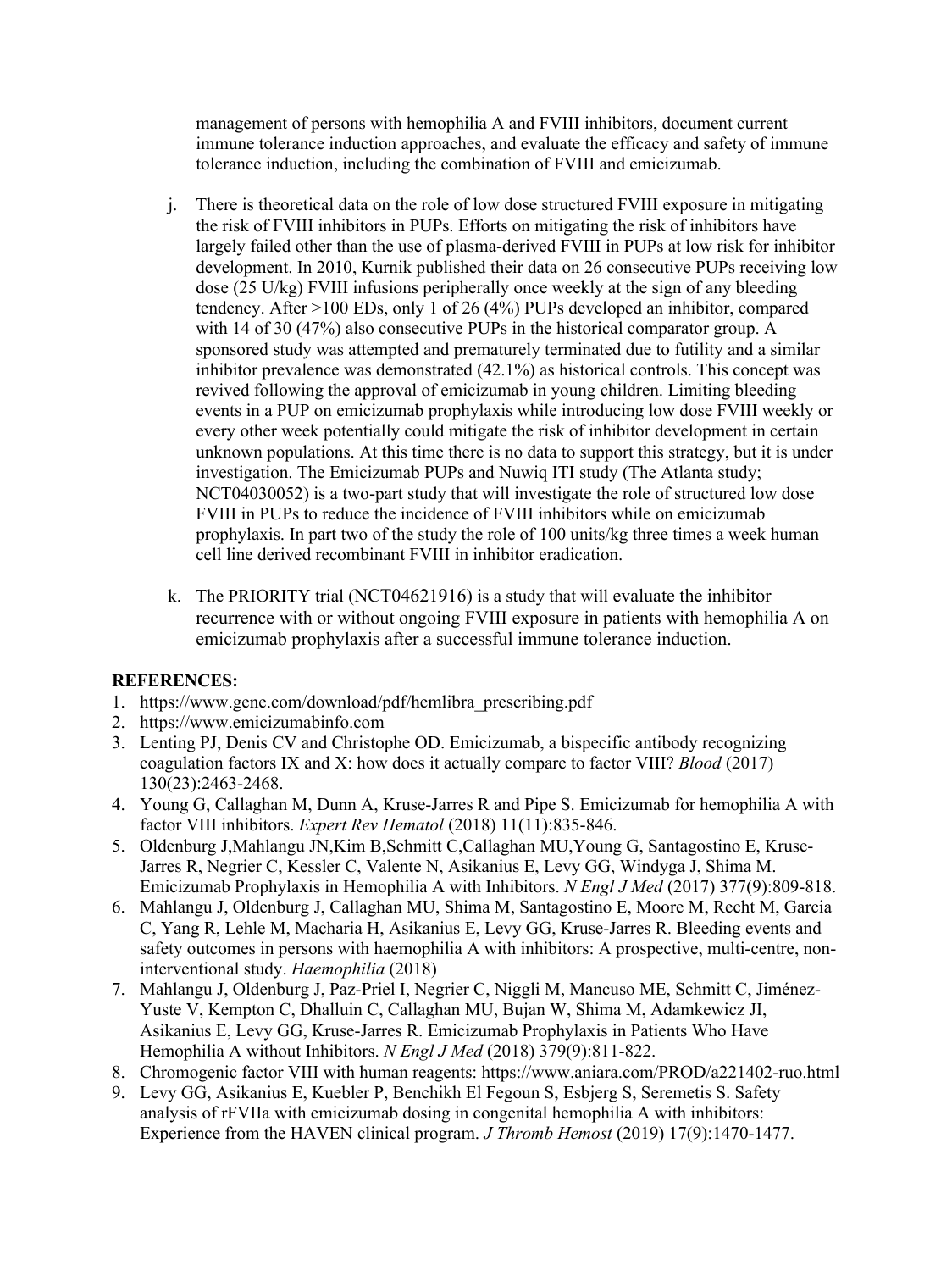management of persons with hemophilia A and FVIII inhibitors, document current immune tolerance induction approaches, and evaluate the efficacy and safety of immune tolerance induction, including the combination of FVIII and emicizumab.

j. There is theoretical data on the role of low dose structured FVIII exposure in mitigating the risk of FVIII inhibitors in PUPs. Efforts on mitigating the risk of inhibitors have largely failed other than the use of plasma-derived FVIII in PUPs at low risk for inhibitor development. In 2010, Kurnik published their data on 26 consecutive PUPs receiving low dose (25 U/kg) FVIII infusions peripherally once weekly at the sign of any bleeding tendency. After >100 EDs, only 1 of 26 (4%) PUPs developed an inhibitor, compared with 14 of 30 (47%) also consecutive PUPs in the historical comparator group. A sponsored study was attempted and prematurely terminated due to futility and a similar inhibitor prevalence was demonstrated (42.1%) as historical controls. This concept was revived following the approval of emicizumab in young children. Limiting bleeding events in a PUP on emicizumab prophylaxis while introducing low dose FVIII weekly or every other week potentially could mitigate the risk of inhibitor development in certain unknown populations. At this time there is no data to support this strategy, but it is under investigation. The Emicizumab PUPs and Nuwiq ITI study (The Atlanta study; NCT04030052) is a two-part study that will investigate the role of structured low dose FVIII in PUPs to reduce the incidence of FVIII inhibitors while on emicizumab prophylaxis. In part two of the study the role of 100 units/kg three times a week human cell line derived recombinant FVIII in inhibitor eradication.

k. The PRIORITY trial (NCT04621916) is a study that will evaluate the inhibitor recurrence with or without ongoing FVIII exposure in patients with hemophilia A on emicizumab prophylaxis after a successful immune tolerance induction.

**REFERENCES:**

1. https://www.gene.com/download/pdf/hemlibra_prescribing.pdf
2. https://www.emicizumabinfo.com
3. Lenting PJ, Denis CV and Christophe OD. Emicizumab, a bispecific antibody recognizing coagulation factors IX and X: how does it actually compare to factor VIII? *Blood* (2017) 130(23):2463-2468.
4. Young G, Callaghan M, Dunn A, Kruse-Jarres R and Pipe S. Emicizumab for hemophilia A with factor VIII inhibitors. *Expert Rev Hematol* (2018) 11(11):835-846.
5. Oldenburg J,Mahlangu JN,Kim B,Schmitt C,Callaghan MU,Young G, Santagostino E, Kruse-Jarres R, Negrier C, Kessler C, Valente N, Asikanius E, Levy GG, Windyga J, Shima M. Emicizumab Prophylaxis in Hemophilia A with Inhibitors. *N Engl J Med* (2017) 377(9):809-818.
6. Mahlangu J, Oldenburg J, Callaghan MU, Shima M, Santagostino E, Moore M, Recht M, Garcia C, Yang R, Lehle M, Macharia H, Asikanius E, Levy GG, Kruse-Jarres R. Bleeding events and safety outcomes in persons with haemophilia A with inhibitors: A prospective, multi-centre, non-interventional study. *Haemophilia* (2018)
7. Mahlangu J, Oldenburg J, Paz-Priel I, Negrier C, Niggli M, Mancuso ME, Schmitt C, Jiménez-Yuste V, Kempton C, Dhalluin C, Callaghan MU, Bujan W, Shima M, Adamkewicz JI, Asikanius E, Levy GG, Kruse-Jarres R. Emicizumab Prophylaxis in Patients Who Have Hemophilia A without Inhibitors. *N Engl J Med* (2018) 379(9):811-822.
8. Chromogenic factor VIII with human reagents: https://www.aniara.com/PROD/a221402-ruo.html
9. Levy GG, Asikanius E, Kuebler P, Benchikh El Fegoun S, Esbjerg S, Seremetis S. Safety analysis of rFVIIa with emicizumab dosing in congenital hemophilia A with inhibitors: Experience from the HAVEN clinical program. *J Thromb Hemost* (2019) 17(9):1470-1477.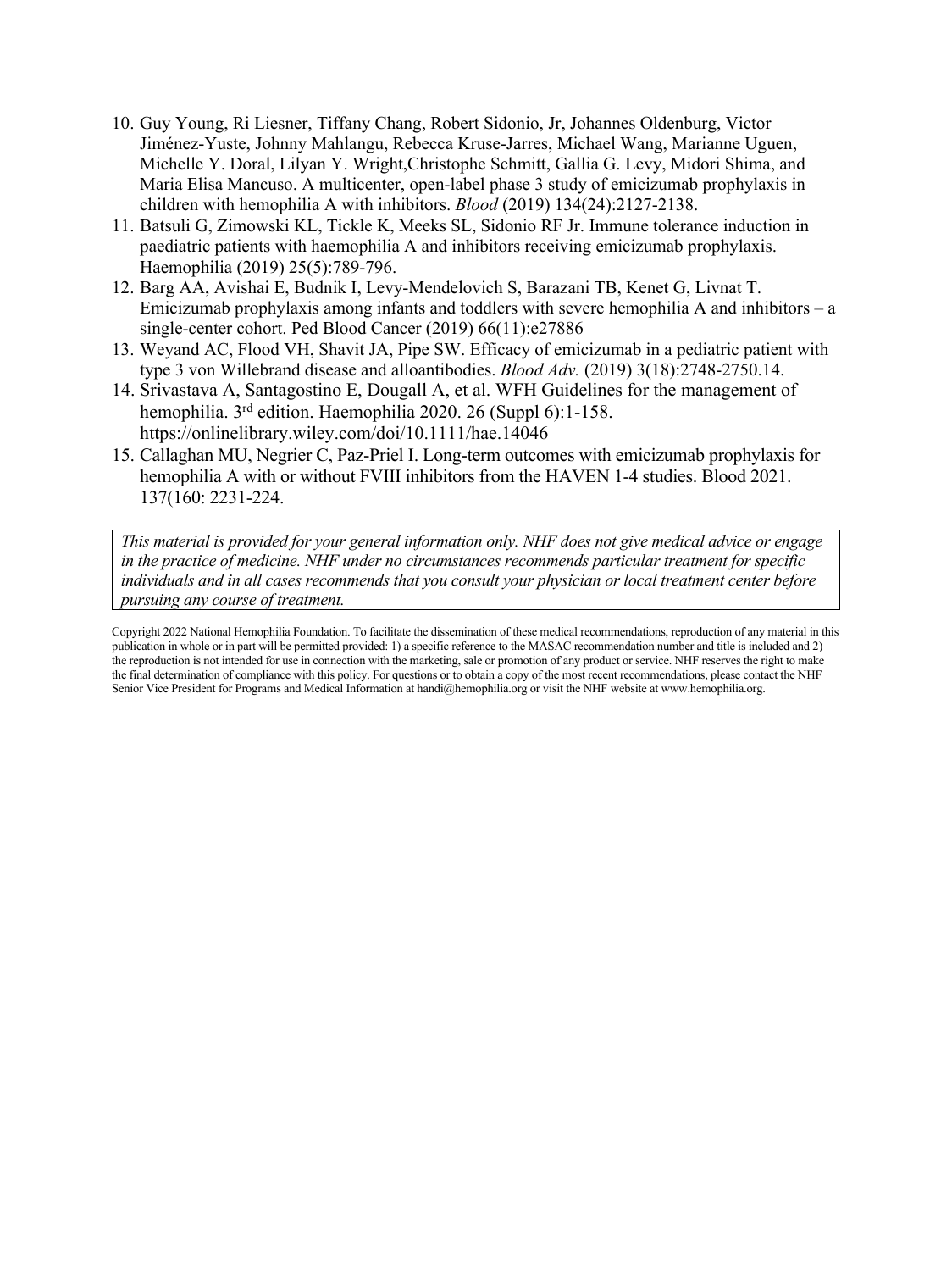10. Guy Young, Ri Liesner, Tiffany Chang, Robert Sidonio, Jr, Johannes Oldenburg, Victor Jiménez-Yuste, Johnny Mahlangu, Rebecca Kruse-Jarres, Michael Wang, Marianne Uguen, Michelle Y. Doral, Lilyan Y. Wright,Christophe Schmitt, Gallia G. Levy, Midori Shima, and Maria Elisa Mancuso. A multicenter, open-label phase 3 study of emicizumab prophylaxis in children with hemophilia A with inhibitors. *Blood* (2019) 134(24):2127-2138.
11. Batsuli G, Zimowski KL, Tickle K, Meeks SL, Sidonio RF Jr. Immune tolerance induction in paediatric patients with haemophilia A and inhibitors receiving emicizumab prophylaxis. Haemophilia (2019) 25(5):789-796.
12. Barg AA, Avishai E, Budnik I, Levy-Mendelovich S, Barazani TB, Kenet G, Livnat T. Emicizumab prophylaxis among infants and toddlers with severe hemophilia A and inhibitors – a single-center cohort. Ped Blood Cancer (2019) 66(11):e27886
13. Weyand AC, Flood VH, Shavit JA, Pipe SW. Efficacy of emicizumab in a pediatric patient with type 3 von Willebrand disease and alloantibodies. *Blood Adv.* (2019) 3(18):2748-2750.14.
14. Srivastava A, Santagostino E, Dougall A, et al. WFH Guidelines for the management of hemophilia. 3rd edition. Haemophilia 2020. 26 (Suppl 6):1-158. https://onlinelibrary.wiley.com/doi/10.1111/hae.14046
15. Callaghan MU, Negrier C, Paz-Priel I. Long-term outcomes with emicizumab prophylaxis for hemophilia A with or without FVIII inhibitors from the HAVEN 1-4 studies. Blood 2021. 137(160: 2231-224.

*This material is provided for your general information only. NHF does not give medical advice or engage in the practice of medicine. NHF under no circumstances recommends particular treatment for specific individuals and in all cases recommends that you consult your physician or local treatment center before pursuing any course of treatment.*

Copyright 2022 National Hemophilia Foundation. To facilitate the dissemination of these medical recommendations, reproduction of any material in this publication in whole or in part will be permitted provided: 1) a specific reference to the MASAC recommendation number and title is included and 2) the reproduction is not intended for use in connection with the marketing, sale or promotion of any product or service. NHF reserves the right to make the final determination of compliance with this policy. For questions or to obtain a copy of the most recent recommendations, please contact the NHF Senior Vice President for Programs and Medical Information at handi@hemophilia.org or visit the NHF website at www.hemophilia.org.